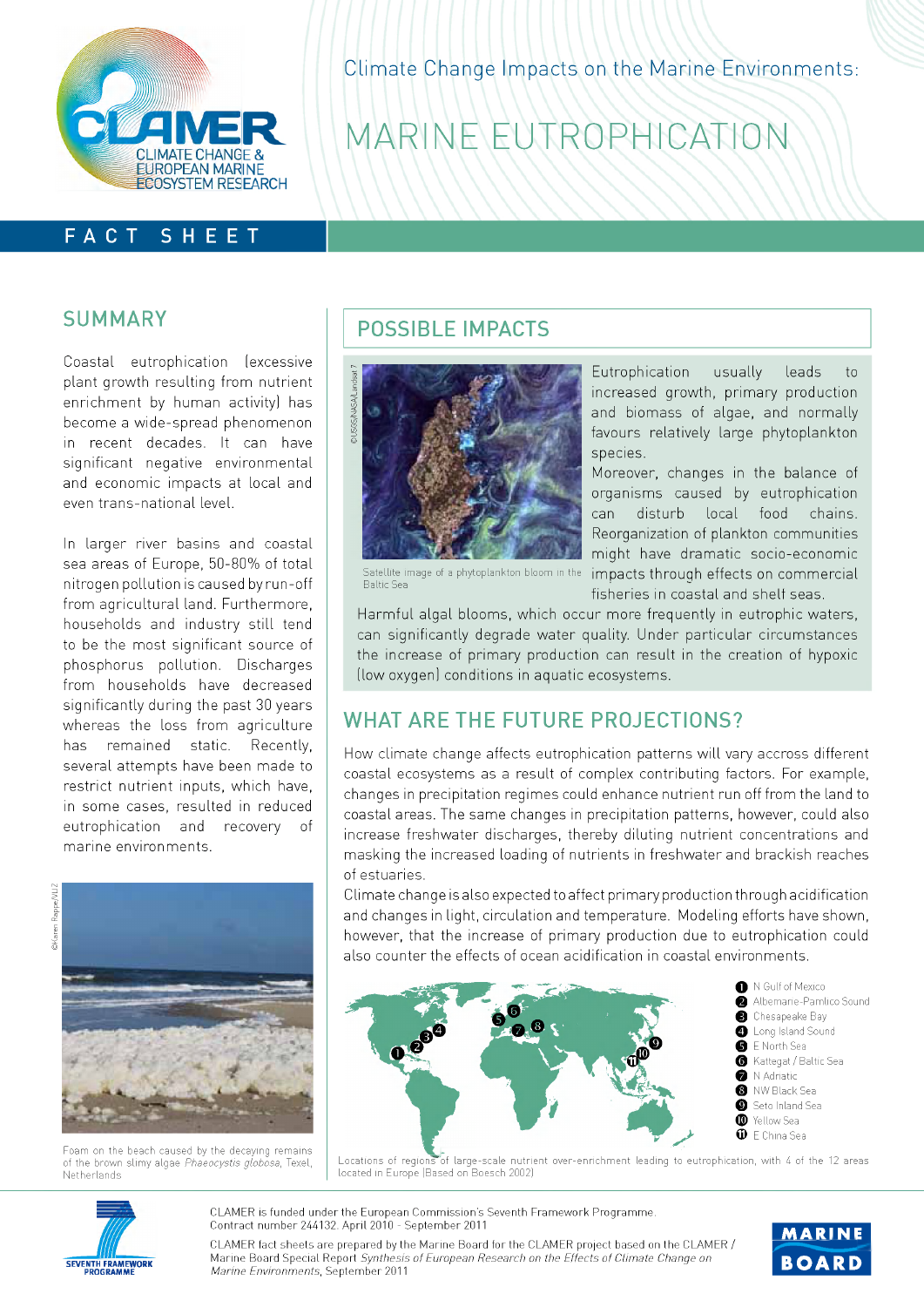Climate Change Impacts on the Marine Environments:

# MARINE EUTROPHICATION

FACT SHEET

## SUMMARY

Coastal eutrophication (excessive plant growth resulting from nutrient enrichment by human activity) has become a wide-spread phenomenon in recent decades. It can have significant negative environmental and economic impacts at local and even trans-national level.

In larger river basins and coastal sea areas of Europe, 50-80% of total nitrogen pollution is caused by run-off from agricultural land. Furthermore, households and industry still tend to be the most significant source of phosphorus pollution. Discharges from households have decreased significantly during the past 30 years whereas the loss from agriculture has remained static. Recently, several attempts have been made to restrict nutrient inputs, which have, in some cases, resulted in reduced eutrophication and recovery of marine environments.

©Karen Rappé/VLIZ

Foam on the beach caused by the decaying remains of the brown slimy algae *Phaeocystis globosa*, Texel, Netherlands

## POSSIBLE IMPACTS

©USGS/NASA/Landsat 7

Satellite image of a phytoplankton bloom in the Baltic Sea

Eutrophication usually leads to increased growth, primary production and biomass of algae, and normally favours relatively large phytoplankton species.

Moreover, changes in the balance of organisms caused by eutrophication can disturb local food chains. Reorganization of plankton communities might have dramatic socio-economic impacts through effects on commercial fisheries in coastal and shelf seas.

Harmful algal blooms, which occur more frequently in eutrophic waters, can significantly degrade water quality. Under particular circumstances the increase of primary production can result in the creation of hypoxic (low oxygen) conditions in aquatic ecosystems.

## WHAT ARE THE FUTURE PROJECTIONS?

How climate change affects eutrophication patterns will vary accross different coastal ecosystems as a result of complex contributing factors. For example, changes in precipitation regimes could enhance nutrient run off from the land to coastal areas. The same changes in precipitation patterns, however, could also increase freshwater discharges, thereby diluting nutrient concentrations and masking the increased loading of nutrients in freshwater and brackish reaches of estuaries.

Climate change is also expected to affect primary production through acidification and changes in light, circulation and temperature. Modeling efforts have shown, however, that the increase of primary production due to eutrophication could also counter the effects of ocean acidification in coastal environments.

1. N Gulf of Mexico
2. Albemarle-Pamlico Sound
3. Chesapeake Bay
4. Long Island Sound
5. E North Sea
6. Kattegat / Baltic Sea
7. N Adriatic
8. NW Black Sea
9. Seto Inland Sea
10. Yellow Sea
11. E China Sea

Locations of regions of large-scale nutrient over-enrichment leading to eutrophication, with 4 of the 12 areas located in Europe (Based on Boesch 2002)

CLAMER is funded under the European Commission's Seventh Framework Programme. Contract number 244132. April 2010 - September 2011

CLAMER fact sheets are prepared by the Marine Board for the CLAMER project based on the CLAMER / Marine Board Special Report *Synthesis of European Research on the Effects of Climate Change on Marine Environments*, September 2011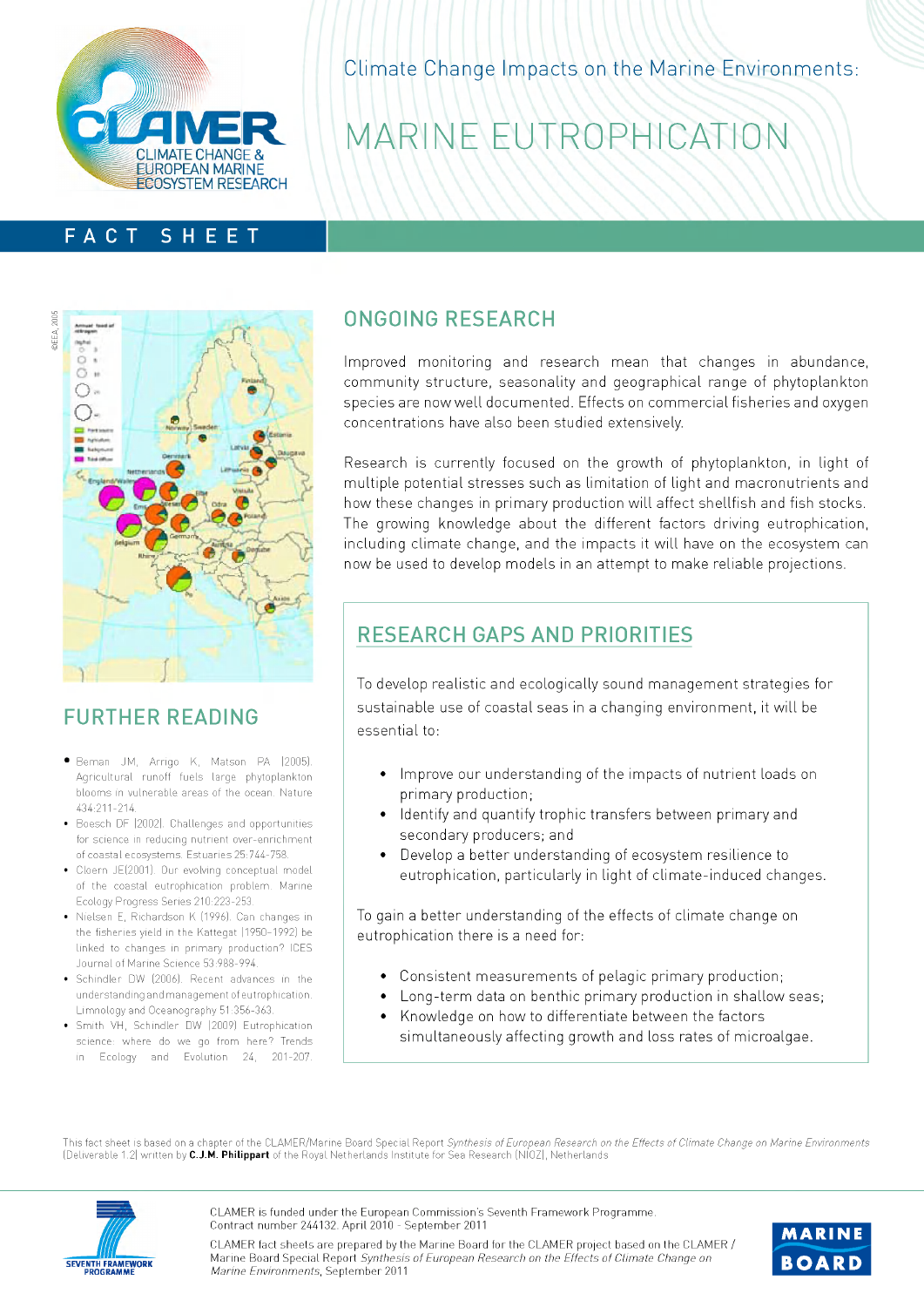Climate Change Impacts on the Marine Environments:

# MARINE EUTROPHICATION

FACT SHEET

## ONGOING RESEARCH

Improved monitoring and research mean that changes in abundance, community structure, seasonality and geographical range of phytoplankton species are now well documented. Effects on commercial fisheries and oxygen concentrations have also been studied extensively.

Research is currently focused on the growth of phytoplankton, in light of multiple potential stresses such as limitation of light and macronutrients and how these changes in primary production will affect shellfish and fish stocks. The growing knowledge about the different factors driving eutrophication, including climate change, and the impacts it will have on the ecosystem can now be used to develop models in an attempt to make reliable projections.

## RESEARCH GAPS AND PRIORITIES

To develop realistic and ecologically sound management strategies for sustainable use of coastal seas in a changing environment, it will be essential to:

- Improve our understanding of the impacts of nutrient loads on primary production;
- Identify and quantify trophic transfers between primary and secondary producers; and
- Develop a better understanding of ecosystem resilience to eutrophication, particularly in light of climate-induced changes.

To gain a better understanding of the effects of climate change on eutrophication there is a need for:

- Consistent measurements of pelagic primary production;
- Long-term data on benthic primary production in shallow seas;
- Knowledge on how to differentiate between the factors simultaneously affecting growth and loss rates of microalgae.

## FURTHER READING

- Beman JM, Arrigo K, Matson PA (2005). Agricultural runoff fuels large phytoplankton blooms in vulnerable areas of the ocean. Nature 434:211-214.
- Boesch DF (2002). Challenges and opportunities for science in reducing nutrient over-enrichment of coastal ecosystems. Estuaries 25:744-758.
- Cloern JE(2001). Our evolving conceptual model of the coastal eutrophication problem. Marine Ecology Progress Series 210:223-253.
- Nielsen E, Richardson K (1996). Can changes in the fisheries yield in the Kattegat (1950–1992) be linked to changes in primary production? ICES Journal of Marine Science 53:988-994.
- Schindler DW (2006). Recent advances in the understanding and management of eutrophication. Limnology and Oceanography 51:356-363.
- Smith VH, Schindler DW (2009) Eutrophication science: where do we go from here? Trends in Ecology and Evolution 24, 201-207.

This fact sheet is based on a chapter of the CLAMER/Marine Board Special Report *Synthesis of European Research on the Effects of Climate Change on Marine Environments* (Deliverable 1.2) written by **C.J.M. Philippart** of the Royal Netherlands Institute for Sea Research (NIOZ), Netherlands

CLAMER is funded under the European Commission's Seventh Framework Programme. Contract number 244132. April 2010 - September 2011

CLAMER fact sheets are prepared by the Marine Board for the CLAMER project based on the CLAMER / Marine Board Special Report *Synthesis of European Research on the Effects of Climate Change on Marine Environments*, September 2011